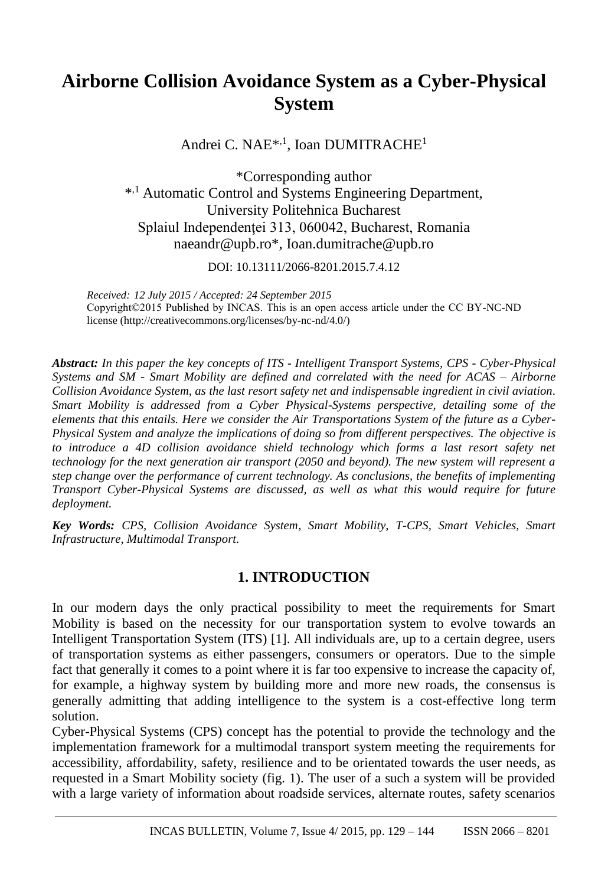# Airborne Collision Avoidance System as a Cyber-Physical System

Andrei C. NAE*[,1], Ioan DUMITRACHE[1]

*Corresponding author
*[,1] Automatic Control and Systems Engineering Department,
University Politehnica Bucharest
Splaiul Independenţei 313, 060042, Bucharest, Romania
naeandr@upb.ro*, Ioan.dumitrache@upb.ro

DOI: 10.13111/2066-8201.2015.7.4.12

*Received: 12 July 2015 / Accepted: 24 September 2015*
Copyright©2015 Published by INCAS. This is an open access article under the CC BY-NC-ND license (http://creativecommons.org/licenses/by-nc-nd/4.0/)

***Abstract:*** *In this paper the key concepts of ITS - Intelligent Transport Systems, CPS - Cyber-Physical Systems and SM - Smart Mobility are defined and correlated with the need for ACAS – Airborne Collision Avoidance System, as the last resort safety net and indispensable ingredient in civil aviation. Smart Mobility is addressed from a Cyber Physical-Systems perspective, detailing some of the elements that this entails. Here we consider the Air Transportations System of the future as a Cyber-Physical System and analyze the implications of doing so from different perspectives. The objective is to introduce a 4D collision avoidance shield technology which forms a last resort safety net technology for the next generation air transport (2050 and beyond). The new system will represent a step change over the performance of current technology. As conclusions, the benefits of implementing Transport Cyber-Physical Systems are discussed, as well as what this would require for future deployment.*

***Key Words:*** *CPS, Collision Avoidance System, Smart Mobility, T-CPS, Smart Vehicles, Smart Infrastructure, Multimodal Transport.*

## 1. INTRODUCTION

In our modern days the only practical possibility to meet the requirements for Smart Mobility is based on the necessity for our transportation system to evolve towards an Intelligent Transportation System (ITS) [1]. All individuals are, up to a certain degree, users of transportation systems as either passengers, consumers or operators. Due to the simple fact that generally it comes to a point where it is far too expensive to increase the capacity of, for example, a highway system by building more and more new roads, the consensus is generally admitting that adding intelligence to the system is a cost-effective long term solution.

Cyber-Physical Systems (CPS) concept has the potential to provide the technology and the implementation framework for a multimodal transport system meeting the requirements for accessibility, affordability, safety, resilience and to be orientated towards the user needs, as requested in a Smart Mobility society (fig. 1). The user of a such a system will be provided with a large variety of information about roadside services, alternate routes, safety scenarios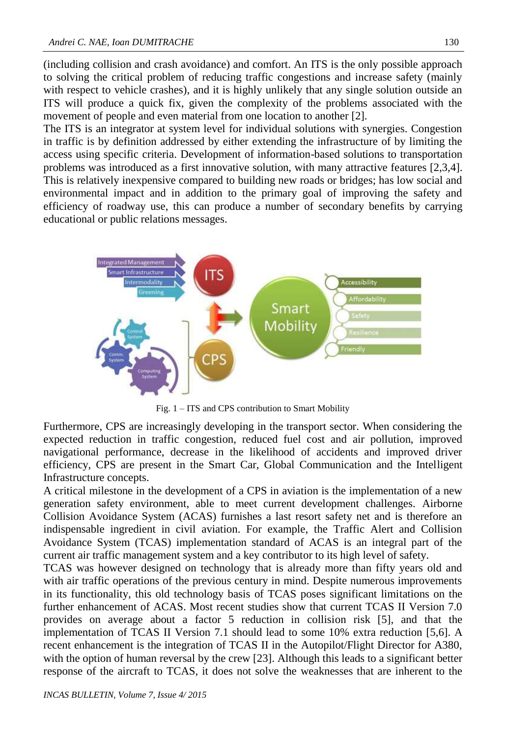(including collision and crash avoidance) and comfort. An ITS is the only possible approach to solving the critical problem of reducing traffic congestions and increase safety (mainly with respect to vehicle crashes), and it is highly unlikely that any single solution outside an ITS will produce a quick fix, given the complexity of the problems associated with the movement of people and even material from one location to another [2].

The ITS is an integrator at system level for individual solutions with synergies. Congestion in traffic is by definition addressed by either extending the infrastructure of by limiting the access using specific criteria. Development of information-based solutions to transportation problems was introduced as a first innovative solution, with many attractive features [2,3,4]. This is relatively inexpensive compared to building new roads or bridges; has low social and environmental impact and in addition to the primary goal of improving the safety and efficiency of roadway use, this can produce a number of secondary benefits by carrying educational or public relations messages.

Fig. 1 – ITS and CPS contribution to Smart Mobility

Furthermore, CPS are increasingly developing in the transport sector. When considering the expected reduction in traffic congestion, reduced fuel cost and air pollution, improved navigational performance, decrease in the likelihood of accidents and improved driver efficiency, CPS are present in the Smart Car, Global Communication and the Intelligent Infrastructure concepts.

A critical milestone in the development of a CPS in aviation is the implementation of a new generation safety environment, able to meet current development challenges. Airborne Collision Avoidance System (ACAS) furnishes a last resort safety net and is therefore an indispensable ingredient in civil aviation. For example, the Traffic Alert and Collision Avoidance System (TCAS) implementation standard of ACAS is an integral part of the current air traffic management system and a key contributor to its high level of safety.

TCAS was however designed on technology that is already more than fifty years old and with air traffic operations of the previous century in mind. Despite numerous improvements in its functionality, this old technology basis of TCAS poses significant limitations on the further enhancement of ACAS. Most recent studies show that current TCAS II Version 7.0 provides on average about a factor 5 reduction in collision risk [5], and that the implementation of TCAS II Version 7.1 should lead to some 10% extra reduction [5,6]. A recent enhancement is the integration of TCAS II in the Autopilot/Flight Director for A380, with the option of human reversal by the crew [23]. Although this leads to a significant better response of the aircraft to TCAS, it does not solve the weaknesses that are inherent to the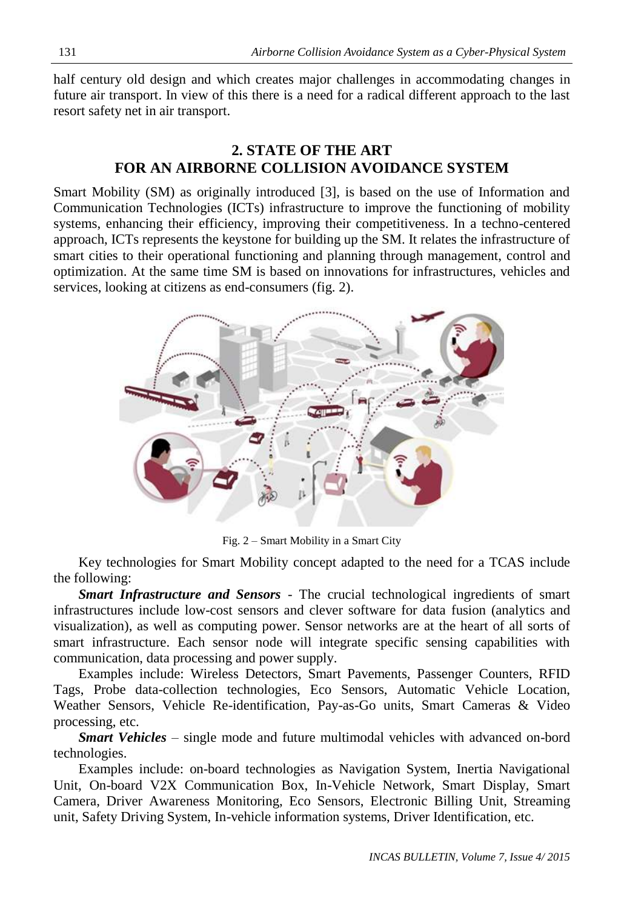half century old design and which creates major challenges in accommodating changes in future air transport. In view of this there is a need for a radical different approach to the last resort safety net in air transport.

## 2. STATE OF THE ART FOR AN AIRBORNE COLLISION AVOIDANCE SYSTEM

Smart Mobility (SM) as originally introduced [3], is based on the use of Information and Communication Technologies (ICTs) infrastructure to improve the functioning of mobility systems, enhancing their efficiency, improving their competitiveness. In a techno-centered approach, ICTs represents the keystone for building up the SM. It relates the infrastructure of smart cities to their operational functioning and planning through management, control and optimization. At the same time SM is based on innovations for infrastructures, vehicles and services, looking at citizens as end-consumers (fig. 2).

Fig. 2 – Smart Mobility in a Smart City

Key technologies for Smart Mobility concept adapted to the need for a TCAS include the following:

***Smart Infrastructure and Sensors*** - The crucial technological ingredients of smart infrastructures include low-cost sensors and clever software for data fusion (analytics and visualization), as well as computing power. Sensor networks are at the heart of all sorts of smart infrastructure. Each sensor node will integrate specific sensing capabilities with communication, data processing and power supply.

Examples include: Wireless Detectors, Smart Pavements, Passenger Counters, RFID Tags, Probe data-collection technologies, Eco Sensors, Automatic Vehicle Location, Weather Sensors, Vehicle Re-identification, Pay-as-Go units, Smart Cameras & Video processing, etc.

***Smart Vehicles*** – single mode and future multimodal vehicles with advanced on-bord technologies.

Examples include: on-board technologies as Navigation System, Inertia Navigational Unit, On-board V2X Communication Box, In-Vehicle Network, Smart Display, Smart Camera, Driver Awareness Monitoring, Eco Sensors, Electronic Billing Unit, Streaming unit, Safety Driving System, In-vehicle information systems, Driver Identification, etc.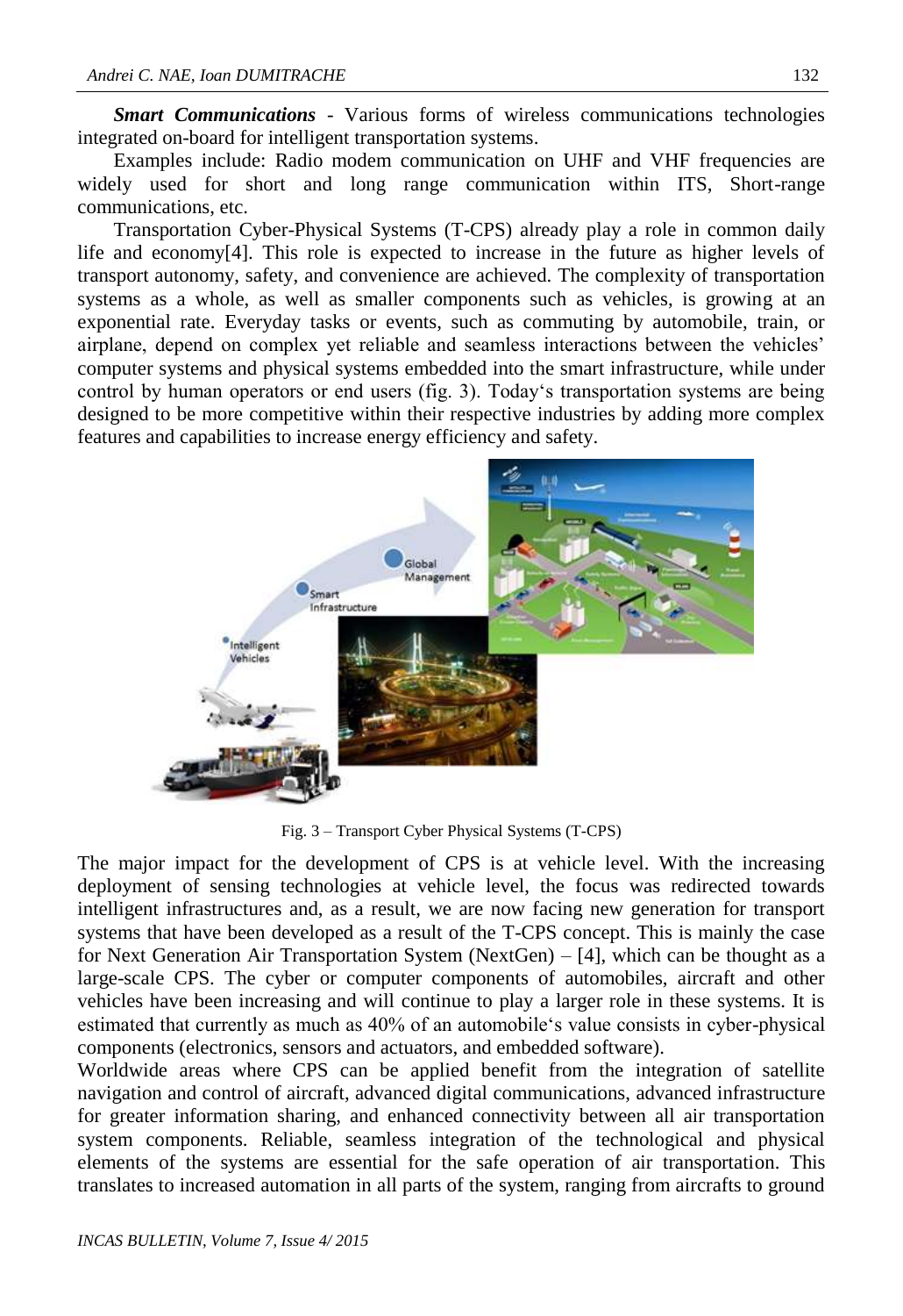***Smart Communications*** - Various forms of wireless communications technologies integrated on-board for intelligent transportation systems.

Examples include: Radio modem communication on UHF and VHF frequencies are widely used for short and long range communication within ITS, Short-range communications, etc.

Transportation Cyber-Physical Systems (T-CPS) already play a role in common daily life and economy[4]. This role is expected to increase in the future as higher levels of transport autonomy, safety, and convenience are achieved. The complexity of transportation systems as a whole, as well as smaller components such as vehicles, is growing at an exponential rate. Everyday tasks or events, such as commuting by automobile, train, or airplane, depend on complex yet reliable and seamless interactions between the vehicles' computer systems and physical systems embedded into the smart infrastructure, while under control by human operators or end users (fig. 3). Today's transportation systems are being designed to be more competitive within their respective industries by adding more complex features and capabilities to increase energy efficiency and safety.

Fig. 3 – Transport Cyber Physical Systems (T-CPS)

The major impact for the development of CPS is at vehicle level. With the increasing deployment of sensing technologies at vehicle level, the focus was redirected towards intelligent infrastructures and, as a result, we are now facing new generation for transport systems that have been developed as a result of the T-CPS concept. This is mainly the case for Next Generation Air Transportation System (NextGen) – [4], which can be thought as a large-scale CPS. The cyber or computer components of automobiles, aircraft and other vehicles have been increasing and will continue to play a larger role in these systems. It is estimated that currently as much as 40% of an automobile's value consists in cyber-physical components (electronics, sensors and actuators, and embedded software).

Worldwide areas where CPS can be applied benefit from the integration of satellite navigation and control of aircraft, advanced digital communications, advanced infrastructure for greater information sharing, and enhanced connectivity between all air transportation system components. Reliable, seamless integration of the technological and physical elements of the systems are essential for the safe operation of air transportation. This translates to increased automation in all parts of the system, ranging from aircrafts to ground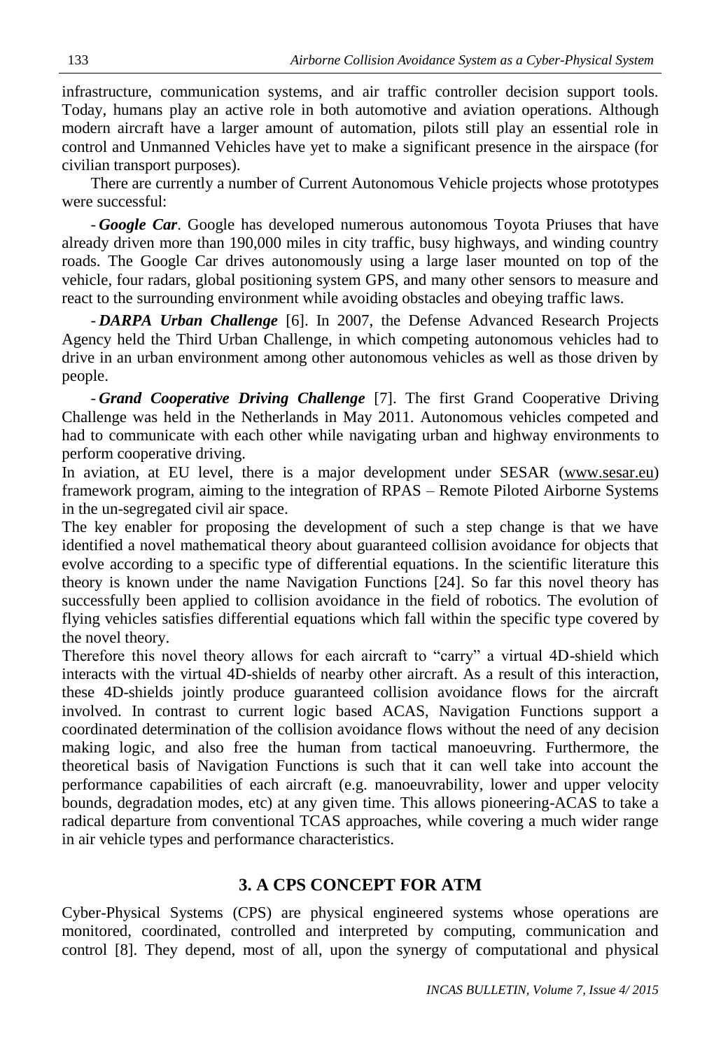infrastructure, communication systems, and air traffic controller decision support tools. Today, humans play an active role in both automotive and aviation operations. Although modern aircraft have a larger amount of automation, pilots still play an essential role in control and Unmanned Vehicles have yet to make a significant presence in the airspace (for civilian transport purposes).

There are currently a number of Current Autonomous Vehicle projects whose prototypes were successful:

- ***Google Car***. Google has developed numerous autonomous Toyota Priuses that have already driven more than 190,000 miles in city traffic, busy highways, and winding country roads. The Google Car drives autonomously using a large laser mounted on top of the vehicle, four radars, global positioning system GPS, and many other sensors to measure and react to the surrounding environment while avoiding obstacles and obeying traffic laws.

- ***DARPA Urban Challenge*** [6]. In 2007, the Defense Advanced Research Projects Agency held the Third Urban Challenge, in which competing autonomous vehicles had to drive in an urban environment among other autonomous vehicles as well as those driven by people.

- ***Grand Cooperative Driving Challenge*** [7]. The first Grand Cooperative Driving Challenge was held in the Netherlands in May 2011. Autonomous vehicles competed and had to communicate with each other while navigating urban and highway environments to perform cooperative driving.

In aviation, at EU level, there is a major development under SESAR (www.sesar.eu) framework program, aiming to the integration of RPAS – Remote Piloted Airborne Systems in the un-segregated civil air space.

The key enabler for proposing the development of such a step change is that we have identified a novel mathematical theory about guaranteed collision avoidance for objects that evolve according to a specific type of differential equations. In the scientific literature this theory is known under the name Navigation Functions [24]. So far this novel theory has successfully been applied to collision avoidance in the field of robotics. The evolution of flying vehicles satisfies differential equations which fall within the specific type covered by the novel theory.

Therefore this novel theory allows for each aircraft to "carry" a virtual 4D-shield which interacts with the virtual 4D-shields of nearby other aircraft. As a result of this interaction, these 4D-shields jointly produce guaranteed collision avoidance flows for the aircraft involved. In contrast to current logic based ACAS, Navigation Functions support a coordinated determination of the collision avoidance flows without the need of any decision making logic, and also free the human from tactical manoeuvring. Furthermore, the theoretical basis of Navigation Functions is such that it can well take into account the performance capabilities of each aircraft (e.g. manoeuvrability, lower and upper velocity bounds, degradation modes, etc) at any given time. This allows pioneering-ACAS to take a radical departure from conventional TCAS approaches, while covering a much wider range in air vehicle types and performance characteristics.

## 3. A CPS CONCEPT FOR ATM

Cyber-Physical Systems (CPS) are physical engineered systems whose operations are monitored, coordinated, controlled and interpreted by computing, communication and control [8]. They depend, most of all, upon the synergy of computational and physical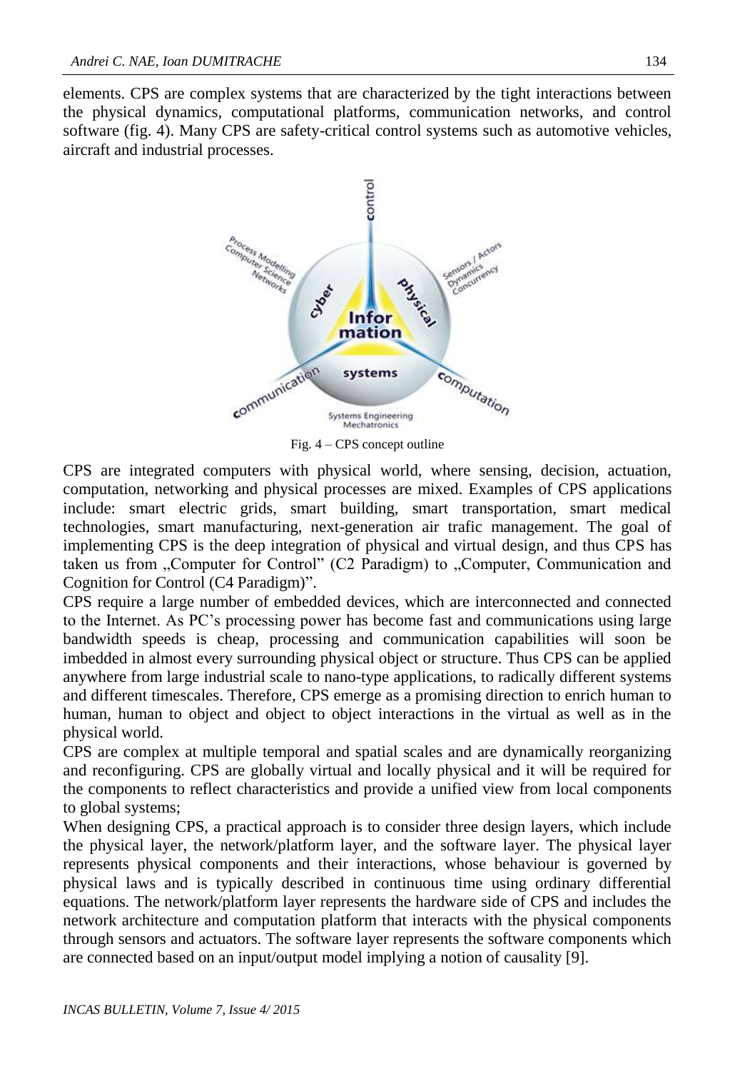elements. CPS are complex systems that are characterized by the tight interactions between the physical dynamics, computational platforms, communication networks, and control software (fig. 4). Many CPS are safety-critical control systems such as automotive vehicles, aircraft and industrial processes.

Fig. 4 – CPS concept outline

CPS are integrated computers with physical world, where sensing, decision, actuation, computation, networking and physical processes are mixed. Examples of CPS applications include: smart electric grids, smart building, smart transportation, smart medical technologies, smart manufacturing, next-generation air trafic management. The goal of implementing CPS is the deep integration of physical and virtual design, and thus CPS has taken us from „Computer for Control" (C2 Paradigm) to „Computer, Communication and Cognition for Control (C4 Paradigm)".

CPS require a large number of embedded devices, which are interconnected and connected to the Internet. As PC's processing power has become fast and communications using large bandwidth speeds is cheap, processing and communication capabilities will soon be imbedded in almost every surrounding physical object or structure. Thus CPS can be applied anywhere from large industrial scale to nano-type applications, to radically different systems and different timescales. Therefore, CPS emerge as a promising direction to enrich human to human, human to object and object to object interactions in the virtual as well as in the physical world.

CPS are complex at multiple temporal and spatial scales and are dynamically reorganizing and reconfiguring. CPS are globally virtual and locally physical and it will be required for the components to reflect characteristics and provide a unified view from local components to global systems;

When designing CPS, a practical approach is to consider three design layers, which include the physical layer, the network/platform layer, and the software layer. The physical layer represents physical components and their interactions, whose behaviour is governed by physical laws and is typically described in continuous time using ordinary differential equations. The network/platform layer represents the hardware side of CPS and includes the network architecture and computation platform that interacts with the physical components through sensors and actuators. The software layer represents the software components which are connected based on an input/output model implying a notion of causality [9].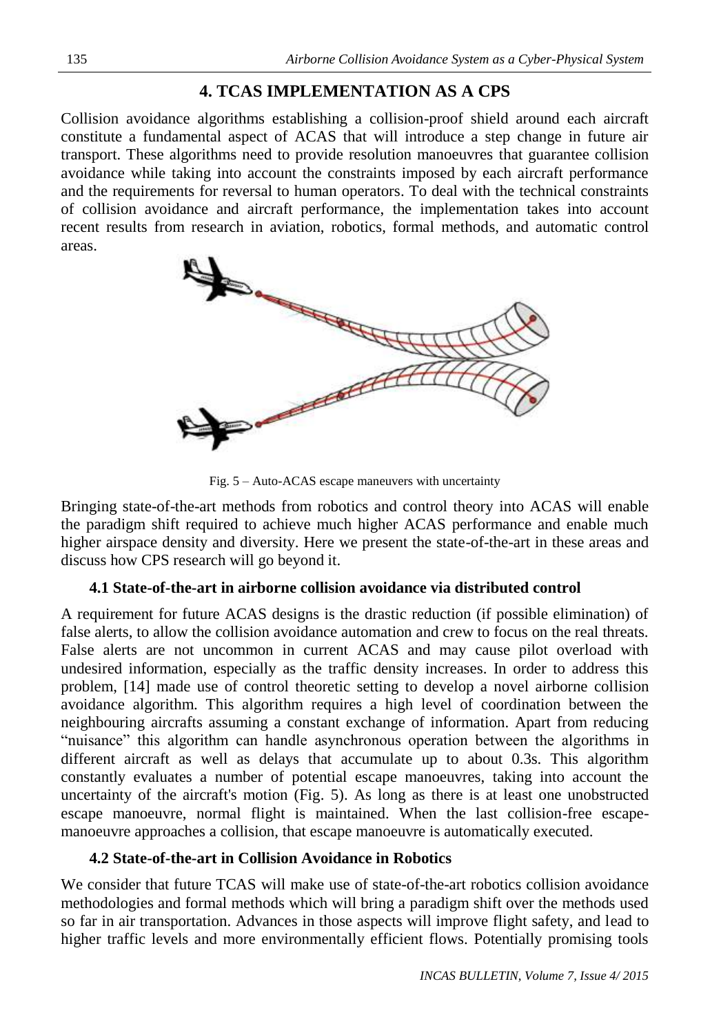## 4. TCAS IMPLEMENTATION AS A CPS

Collision avoidance algorithms establishing a collision-proof shield around each aircraft constitute a fundamental aspect of ACAS that will introduce a step change in future air transport. These algorithms need to provide resolution manoeuvres that guarantee collision avoidance while taking into account the constraints imposed by each aircraft performance and the requirements for reversal to human operators. To deal with the technical constraints of collision avoidance and aircraft performance, the implementation takes into account recent results from research in aviation, robotics, formal methods, and automatic control areas.

Fig. 5 – Auto-ACAS escape maneuvers with uncertainty

Bringing state-of-the-art methods from robotics and control theory into ACAS will enable the paradigm shift required to achieve much higher ACAS performance and enable much higher airspace density and diversity. Here we present the state-of-the-art in these areas and discuss how CPS research will go beyond it.

### 4.1 State-of-the-art in airborne collision avoidance via distributed control

A requirement for future ACAS designs is the drastic reduction (if possible elimination) of false alerts, to allow the collision avoidance automation and crew to focus on the real threats. False alerts are not uncommon in current ACAS and may cause pilot overload with undesired information, especially as the traffic density increases. In order to address this problem, [14] made use of control theoretic setting to develop a novel airborne collision avoidance algorithm. This algorithm requires a high level of coordination between the neighbouring aircrafts assuming a constant exchange of information. Apart from reducing "nuisance" this algorithm can handle asynchronous operation between the algorithms in different aircraft as well as delays that accumulate up to about 0.3s. This algorithm constantly evaluates a number of potential escape manoeuvres, taking into account the uncertainty of the aircraft's motion (Fig. 5). As long as there is at least one unobstructed escape manoeuvre, normal flight is maintained. When the last collision-free escape-manoeuvre approaches a collision, that escape manoeuvre is automatically executed.

### 4.2 State-of-the-art in Collision Avoidance in Robotics

We consider that future TCAS will make use of state-of-the-art robotics collision avoidance methodologies and formal methods which will bring a paradigm shift over the methods used so far in air transportation. Advances in those aspects will improve flight safety, and lead to higher traffic levels and more environmentally efficient flows. Potentially promising tools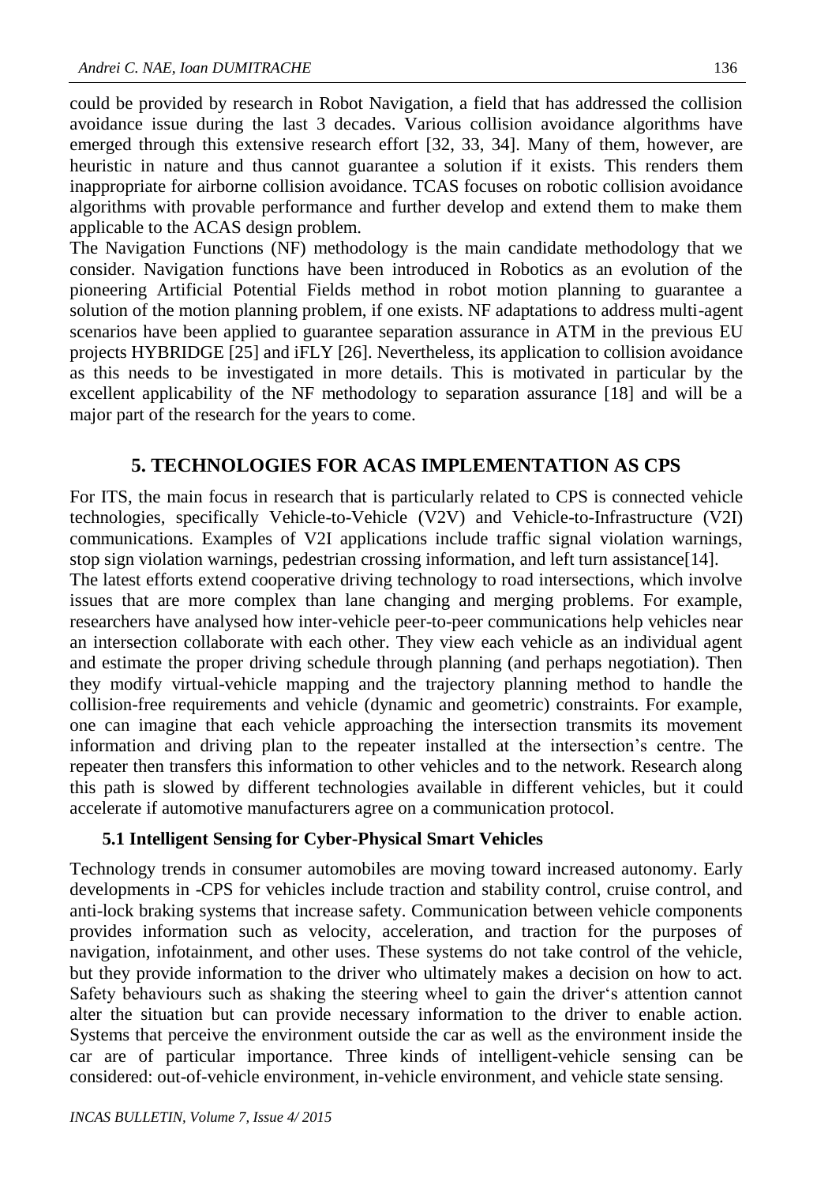could be provided by research in Robot Navigation, a field that has addressed the collision avoidance issue during the last 3 decades. Various collision avoidance algorithms have emerged through this extensive research effort [32, 33, 34]. Many of them, however, are heuristic in nature and thus cannot guarantee a solution if it exists. This renders them inappropriate for airborne collision avoidance. TCAS focuses on robotic collision avoidance algorithms with provable performance and further develop and extend them to make them applicable to the ACAS design problem.

The Navigation Functions (NF) methodology is the main candidate methodology that we consider. Navigation functions have been introduced in Robotics as an evolution of the pioneering Artificial Potential Fields method in robot motion planning to guarantee a solution of the motion planning problem, if one exists. NF adaptations to address multi-agent scenarios have been applied to guarantee separation assurance in ATM in the previous EU projects HYBRIDGE [25] and iFLY [26]. Nevertheless, its application to collision avoidance as this needs to be investigated in more details. This is motivated in particular by the excellent applicability of the NF methodology to separation assurance [18] and will be a major part of the research for the years to come.

## 5. TECHNOLOGIES FOR ACAS IMPLEMENTATION AS CPS

For ITS, the main focus in research that is particularly related to CPS is connected vehicle technologies, specifically Vehicle-to-Vehicle (V2V) and Vehicle-to-Infrastructure (V2I) communications. Examples of V2I applications include traffic signal violation warnings, stop sign violation warnings, pedestrian crossing information, and left turn assistance[14].

The latest efforts extend cooperative driving technology to road intersections, which involve issues that are more complex than lane changing and merging problems. For example, researchers have analysed how inter-vehicle peer-to-peer communications help vehicles near an intersection collaborate with each other. They view each vehicle as an individual agent and estimate the proper driving schedule through planning (and perhaps negotiation). Then they modify virtual-vehicle mapping and the trajectory planning method to handle the collision-free requirements and vehicle (dynamic and geometric) constraints. For example, one can imagine that each vehicle approaching the intersection transmits its movement information and driving plan to the repeater installed at the intersection's centre. The repeater then transfers this information to other vehicles and to the network. Research along this path is slowed by different technologies available in different vehicles, but it could accelerate if automotive manufacturers agree on a communication protocol.

### 5.1 Intelligent Sensing for Cyber-Physical Smart Vehicles

Technology trends in consumer automobiles are moving toward increased autonomy. Early developments in -CPS for vehicles include traction and stability control, cruise control, and anti-lock braking systems that increase safety. Communication between vehicle components provides information such as velocity, acceleration, and traction for the purposes of navigation, infotainment, and other uses. These systems do not take control of the vehicle, but they provide information to the driver who ultimately makes a decision on how to act. Safety behaviours such as shaking the steering wheel to gain the driver's attention cannot alter the situation but can provide necessary information to the driver to enable action. Systems that perceive the environment outside the car as well as the environment inside the car are of particular importance. Three kinds of intelligent-vehicle sensing can be considered: out-of-vehicle environment, in-vehicle environment, and vehicle state sensing.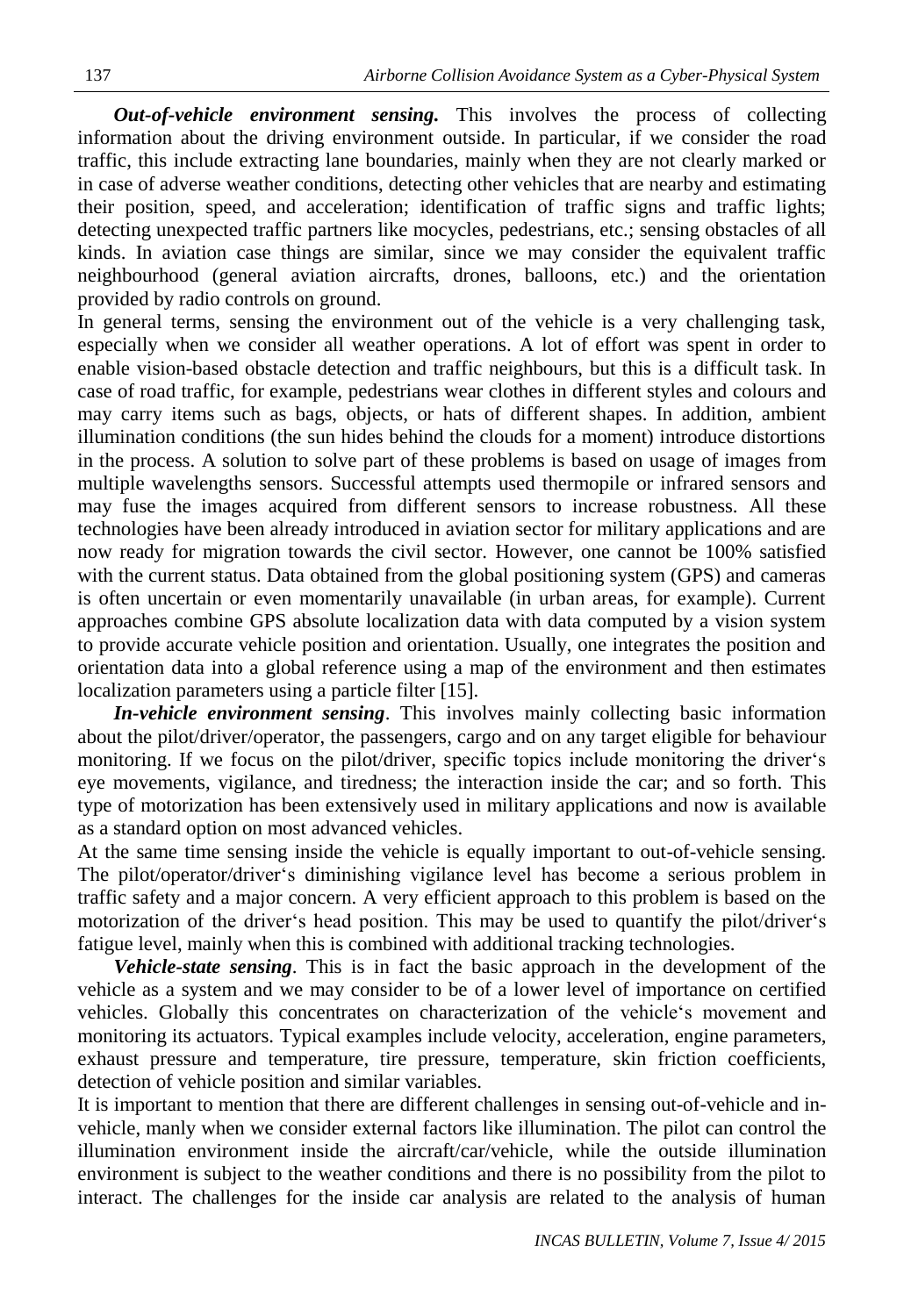***Out-of-vehicle environment sensing.*** This involves the process of collecting information about the driving environment outside. In particular, if we consider the road traffic, this include extracting lane boundaries, mainly when they are not clearly marked or in case of adverse weather conditions, detecting other vehicles that are nearby and estimating their position, speed, and acceleration; identification of traffic signs and traffic lights; detecting unexpected traffic partners like mocycles, pedestrians, etc.; sensing obstacles of all kinds. In aviation case things are similar, since we may consider the equivalent traffic neighbourhood (general aviation aircrafts, drones, balloons, etc.) and the orientation provided by radio controls on ground.

In general terms, sensing the environment out of the vehicle is a very challenging task, especially when we consider all weather operations. A lot of effort was spent in order to enable vision-based obstacle detection and traffic neighbours, but this is a difficult task. In case of road traffic, for example, pedestrians wear clothes in different styles and colours and may carry items such as bags, objects, or hats of different shapes. In addition, ambient illumination conditions (the sun hides behind the clouds for a moment) introduce distortions in the process. A solution to solve part of these problems is based on usage of images from multiple wavelengths sensors. Successful attempts used thermopile or infrared sensors and may fuse the images acquired from different sensors to increase robustness. All these technologies have been already introduced in aviation sector for military applications and are now ready for migration towards the civil sector. However, one cannot be 100% satisfied with the current status. Data obtained from the global positioning system (GPS) and cameras is often uncertain or even momentarily unavailable (in urban areas, for example). Current approaches combine GPS absolute localization data with data computed by a vision system to provide accurate vehicle position and orientation. Usually, one integrates the position and orientation data into a global reference using a map of the environment and then estimates localization parameters using a particle filter [15].

***In-vehicle environment sensing***. This involves mainly collecting basic information about the pilot/driver/operator, the passengers, cargo and on any target eligible for behaviour monitoring. If we focus on the pilot/driver, specific topics include monitoring the driver's eye movements, vigilance, and tiredness; the interaction inside the car; and so forth. This type of motorization has been extensively used in military applications and now is available as a standard option on most advanced vehicles.

At the same time sensing inside the vehicle is equally important to out-of-vehicle sensing. The pilot/operator/driver's diminishing vigilance level has become a serious problem in traffic safety and a major concern. A very efficient approach to this problem is based on the motorization of the driver's head position. This may be used to quantify the pilot/driver's fatigue level, mainly when this is combined with additional tracking technologies.

***Vehicle-state sensing***. This is in fact the basic approach in the development of the vehicle as a system and we may consider to be of a lower level of importance on certified vehicles. Globally this concentrates on characterization of the vehicle's movement and monitoring its actuators. Typical examples include velocity, acceleration, engine parameters, exhaust pressure and temperature, tire pressure, temperature, skin friction coefficients, detection of vehicle position and similar variables.

It is important to mention that there are different challenges in sensing out-of-vehicle and in-vehicle, manly when we consider external factors like illumination. The pilot can control the illumination environment inside the aircraft/car/vehicle, while the outside illumination environment is subject to the weather conditions and there is no possibility from the pilot to interact. The challenges for the inside car analysis are related to the analysis of human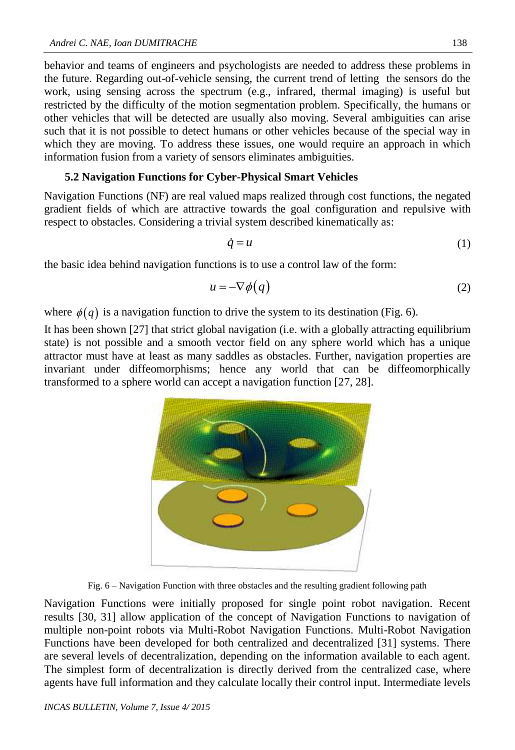behavior and teams of engineers and psychologists are needed to address these problems in the future. Regarding out-of-vehicle sensing, the current trend of letting the sensors do the work, using sensing across the spectrum (e.g., infrared, thermal imaging) is useful but restricted by the difficulty of the motion segmentation problem. Specifically, the humans or other vehicles that will be detected are usually also moving. Several ambiguities can arise such that it is not possible to detect humans or other vehicles because of the special way in which they are moving. To address these issues, one would require an approach in which information fusion from a variety of sensors eliminates ambiguities.

### 5.2 Navigation Functions for Cyber-Physical Smart Vehicles

Navigation Functions (NF) are real valued maps realized through cost functions, the negated gradient fields of which are attractive towards the goal configuration and repulsive with respect to obstacles. Considering a trivial system described kinematically as:

$$\dot{q} = u \tag{1}$$

the basic idea behind navigation functions is to use a control law of the form:

$$u = -\nabla \phi(q) \tag{2}$$

where $\phi(q)$ is a navigation function to drive the system to its destination (Fig. 6).

It has been shown [27] that strict global navigation (i.e. with a globally attracting equilibrium state) is not possible and a smooth vector field on any sphere world which has a unique attractor must have at least as many saddles as obstacles. Further, navigation properties are invariant under diffeomorphisms; hence any world that can be diffeomorphically transformed to a sphere world can accept a navigation function [27, 28].

Fig. 6 – Navigation Function with three obstacles and the resulting gradient following path

Navigation Functions were initially proposed for single point robot navigation. Recent results [30, 31] allow application of the concept of Navigation Functions to navigation of multiple non-point robots via Multi-Robot Navigation Functions. Multi-Robot Navigation Functions have been developed for both centralized and decentralized [31] systems. There are several levels of decentralization, depending on the information available to each agent. The simplest form of decentralization is directly derived from the centralized case, where agents have full information and they calculate locally their control input. Intermediate levels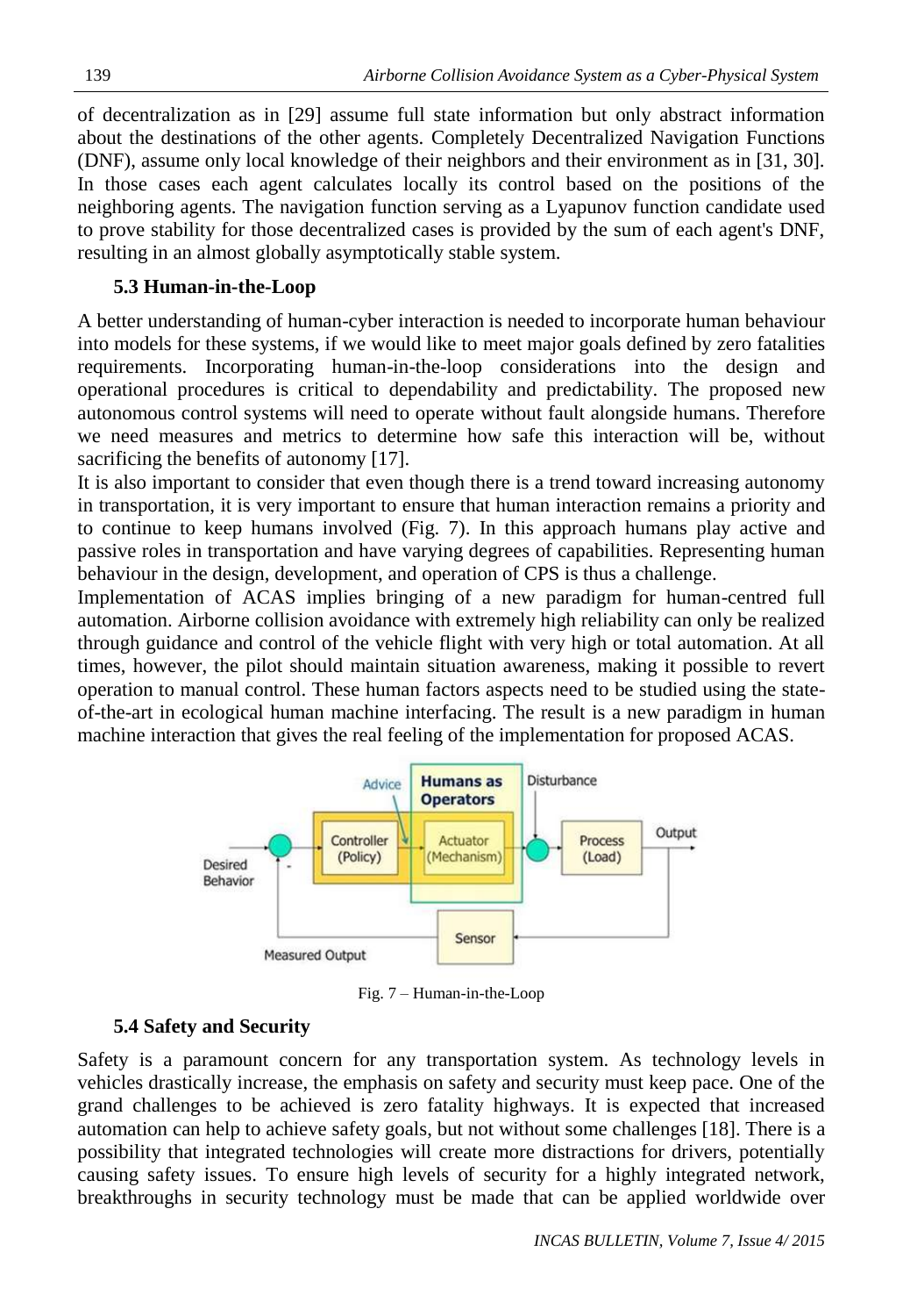of decentralization as in [29] assume full state information but only abstract information about the destinations of the other agents. Completely Decentralized Navigation Functions (DNF), assume only local knowledge of their neighbors and their environment as in [31, 30]. In those cases each agent calculates locally its control based on the positions of the neighboring agents. The navigation function serving as a Lyapunov function candidate used to prove stability for those decentralized cases is provided by the sum of each agent's DNF, resulting in an almost globally asymptotically stable system.

### 5.3 Human-in-the-Loop

A better understanding of human-cyber interaction is needed to incorporate human behaviour into models for these systems, if we would like to meet major goals defined by zero fatalities requirements. Incorporating human-in-the-loop considerations into the design and operational procedures is critical to dependability and predictability. The proposed new autonomous control systems will need to operate without fault alongside humans. Therefore we need measures and metrics to determine how safe this interaction will be, without sacrificing the benefits of autonomy [17].

It is also important to consider that even though there is a trend toward increasing autonomy in transportation, it is very important to ensure that human interaction remains a priority and to continue to keep humans involved (Fig. 7). In this approach humans play active and passive roles in transportation and have varying degrees of capabilities. Representing human behaviour in the design, development, and operation of CPS is thus a challenge.

Implementation of ACAS implies bringing of a new paradigm for human-centred full automation. Airborne collision avoidance with extremely high reliability can only be realized through guidance and control of the vehicle flight with very high or total automation. At all times, however, the pilot should maintain situation awareness, making it possible to revert operation to manual control. These human factors aspects need to be studied using the state-of-the-art in ecological human machine interfacing. The result is a new paradigm in human machine interaction that gives the real feeling of the implementation for proposed ACAS.

Fig. 7 – Human-in-the-Loop

### 5.4 Safety and Security

Safety is a paramount concern for any transportation system. As technology levels in vehicles drastically increase, the emphasis on safety and security must keep pace. One of the grand challenges to be achieved is zero fatality highways. It is expected that increased automation can help to achieve safety goals, but not without some challenges [18]. There is a possibility that integrated technologies will create more distractions for drivers, potentially causing safety issues. To ensure high levels of security for a highly integrated network, breakthroughs in security technology must be made that can be applied worldwide over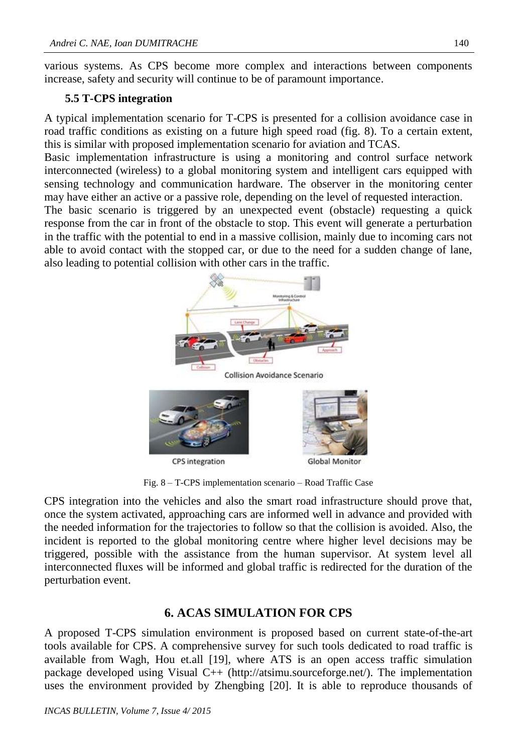various systems. As CPS become more complex and interactions between components increase, safety and security will continue to be of paramount importance.

### 5.5 T-CPS integration

A typical implementation scenario for T-CPS is presented for a collision avoidance case in road traffic conditions as existing on a future high speed road (fig. 8). To a certain extent, this is similar with proposed implementation scenario for aviation and TCAS.

Basic implementation infrastructure is using a monitoring and control surface network interconnected (wireless) to a global monitoring system and intelligent cars equipped with sensing technology and communication hardware. The observer in the monitoring center may have either an active or a passive role, depending on the level of requested interaction.

The basic scenario is triggered by an unexpected event (obstacle) requesting a quick response from the car in front of the obstacle to stop. This event will generate a perturbation in the traffic with the potential to end in a massive collision, mainly due to incoming cars not able to avoid contact with the stopped car, or due to the need for a sudden change of lane, also leading to potential collision with other cars in the traffic.

Collision Avoidance Scenario

CPS integration

Global Monitor

Fig. 8 – T-CPS implementation scenario – Road Traffic Case

CPS integration into the vehicles and also the smart road infrastructure should prove that, once the system activated, approaching cars are informed well in advance and provided with the needed information for the trajectories to follow so that the collision is avoided. Also, the incident is reported to the global monitoring centre where higher level decisions may be triggered, possible with the assistance from the human supervisor. At system level all interconnected fluxes will be informed and global traffic is redirected for the duration of the perturbation event.

## 6. ACAS SIMULATION FOR CPS

A proposed T-CPS simulation environment is proposed based on current state-of-the-art tools available for CPS. A comprehensive survey for such tools dedicated to road traffic is available from Wagh, Hou et.all [19], where ATS is an open access traffic simulation package developed using Visual C++ (http://atsimu.sourceforge.net/). The implementation uses the environment provided by Zhengbing [20]. It is able to reproduce thousands of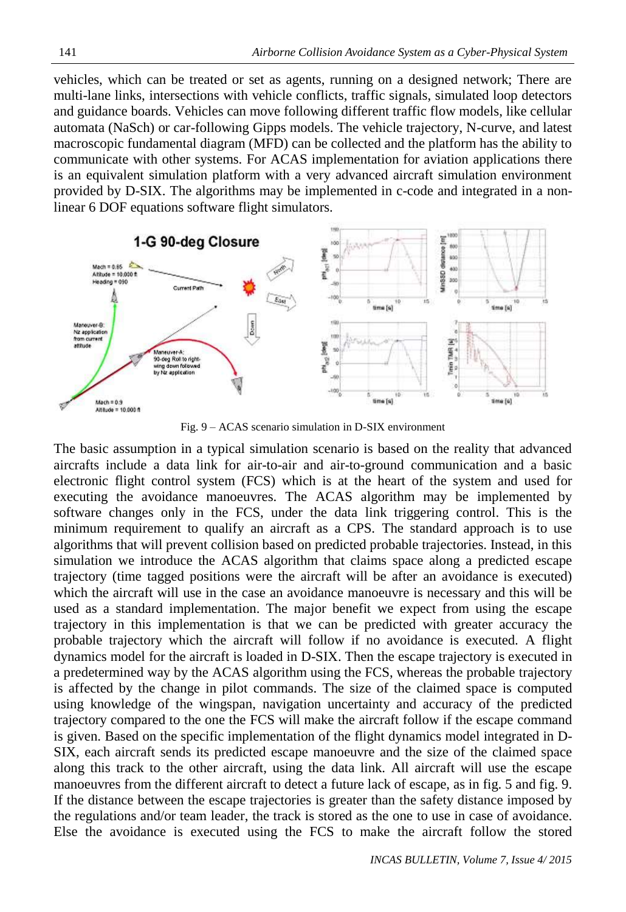vehicles, which can be treated or set as agents, running on a designed network; There are multi-lane links, intersections with vehicle conflicts, traffic signals, simulated loop detectors and guidance boards. Vehicles can move following different traffic flow models, like cellular automata (NaSch) or car-following Gipps models. The vehicle trajectory, N-curve, and latest macroscopic fundamental diagram (MFD) can be collected and the platform has the ability to communicate with other systems. For ACAS implementation for aviation applications there is an equivalent simulation platform with a very advanced aircraft simulation environment provided by D-SIX. The algorithms may be implemented in c-code and integrated in a non-linear 6 DOF equations software flight simulators.

Fig. 9 – ACAS scenario simulation in D-SIX environment

The basic assumption in a typical simulation scenario is based on the reality that advanced aircrafts include a data link for air-to-air and air-to-ground communication and a basic electronic flight control system (FCS) which is at the heart of the system and used for executing the avoidance manoeuvres. The ACAS algorithm may be implemented by software changes only in the FCS, under the data link triggering control. This is the minimum requirement to qualify an aircraft as a CPS. The standard approach is to use algorithms that will prevent collision based on predicted probable trajectories. Instead, in this simulation we introduce the ACAS algorithm that claims space along a predicted escape trajectory (time tagged positions were the aircraft will be after an avoidance is executed) which the aircraft will use in the case an avoidance manoeuvre is necessary and this will be used as a standard implementation. The major benefit we expect from using the escape trajectory in this implementation is that we can be predicted with greater accuracy the probable trajectory which the aircraft will follow if no avoidance is executed. A flight dynamics model for the aircraft is loaded in D-SIX. Then the escape trajectory is executed in a predetermined way by the ACAS algorithm using the FCS, whereas the probable trajectory is affected by the change in pilot commands. The size of the claimed space is computed using knowledge of the wingspan, navigation uncertainty and accuracy of the predicted trajectory compared to the one the FCS will make the aircraft follow if the escape command is given. Based on the specific implementation of the flight dynamics model integrated in D-SIX, each aircraft sends its predicted escape manoeuvre and the size of the claimed space along this track to the other aircraft, using the data link. All aircraft will use the escape manoeuvres from the different aircraft to detect a future lack of escape, as in fig. 5 and fig. 9. If the distance between the escape trajectories is greater than the safety distance imposed by the regulations and/or team leader, the track is stored as the one to use in case of avoidance. Else the avoidance is executed using the FCS to make the aircraft follow the stored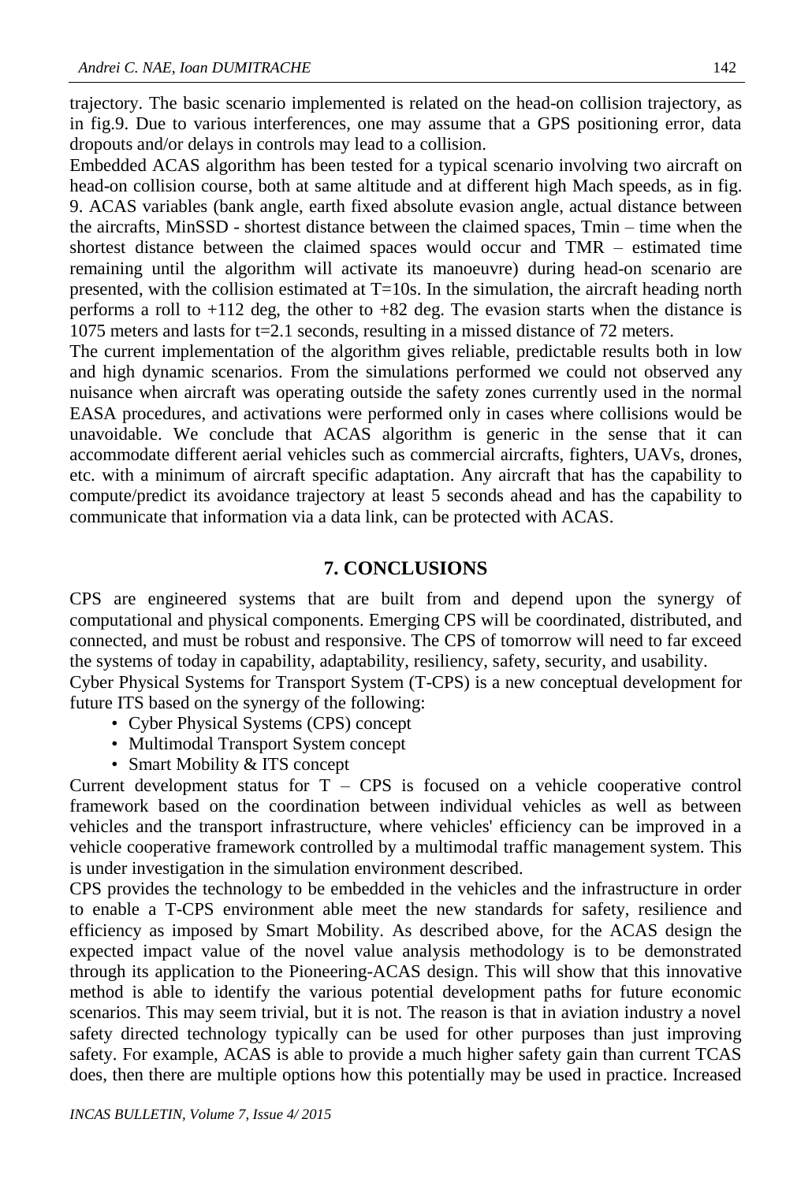trajectory. The basic scenario implemented is related on the head-on collision trajectory, as in fig.9. Due to various interferences, one may assume that a GPS positioning error, data dropouts and/or delays in controls may lead to a collision.

Embedded ACAS algorithm has been tested for a typical scenario involving two aircraft on head-on collision course, both at same altitude and at different high Mach speeds, as in fig. 9. ACAS variables (bank angle, earth fixed absolute evasion angle, actual distance between the aircrafts, MinSSD - shortest distance between the claimed spaces, Tmin – time when the shortest distance between the claimed spaces would occur and TMR – estimated time remaining until the algorithm will activate its manoeuvre) during head-on scenario are presented, with the collision estimated at T=10s. In the simulation, the aircraft heading north performs a roll to +112 deg, the other to +82 deg. The evasion starts when the distance is 1075 meters and lasts for t=2.1 seconds, resulting in a missed distance of 72 meters.

The current implementation of the algorithm gives reliable, predictable results both in low and high dynamic scenarios. From the simulations performed we could not observed any nuisance when aircraft was operating outside the safety zones currently used in the normal EASA procedures, and activations were performed only in cases where collisions would be unavoidable. We conclude that ACAS algorithm is generic in the sense that it can accommodate different aerial vehicles such as commercial aircrafts, fighters, UAVs, drones, etc. with a minimum of aircraft specific adaptation. Any aircraft that has the capability to compute/predict its avoidance trajectory at least 5 seconds ahead and has the capability to communicate that information via a data link, can be protected with ACAS.

## 7. CONCLUSIONS

CPS are engineered systems that are built from and depend upon the synergy of computational and physical components. Emerging CPS will be coordinated, distributed, and connected, and must be robust and responsive. The CPS of tomorrow will need to far exceed the systems of today in capability, adaptability, resiliency, safety, security, and usability.

Cyber Physical Systems for Transport System (T-CPS) is a new conceptual development for future ITS based on the synergy of the following:

- Cyber Physical Systems (CPS) concept
- Multimodal Transport System concept
- Smart Mobility & ITS concept

Current development status for T – CPS is focused on a vehicle cooperative control framework based on the coordination between individual vehicles as well as between vehicles and the transport infrastructure, where vehicles' efficiency can be improved in a vehicle cooperative framework controlled by a multimodal traffic management system. This is under investigation in the simulation environment described.

CPS provides the technology to be embedded in the vehicles and the infrastructure in order to enable a T-CPS environment able meet the new standards for safety, resilience and efficiency as imposed by Smart Mobility. As described above, for the ACAS design the expected impact value of the novel value analysis methodology is to be demonstrated through its application to the Pioneering-ACAS design. This will show that this innovative method is able to identify the various potential development paths for future economic scenarios. This may seem trivial, but it is not. The reason is that in aviation industry a novel safety directed technology typically can be used for other purposes than just improving safety. For example, ACAS is able to provide a much higher safety gain than current TCAS does, then there are multiple options how this potentially may be used in practice. Increased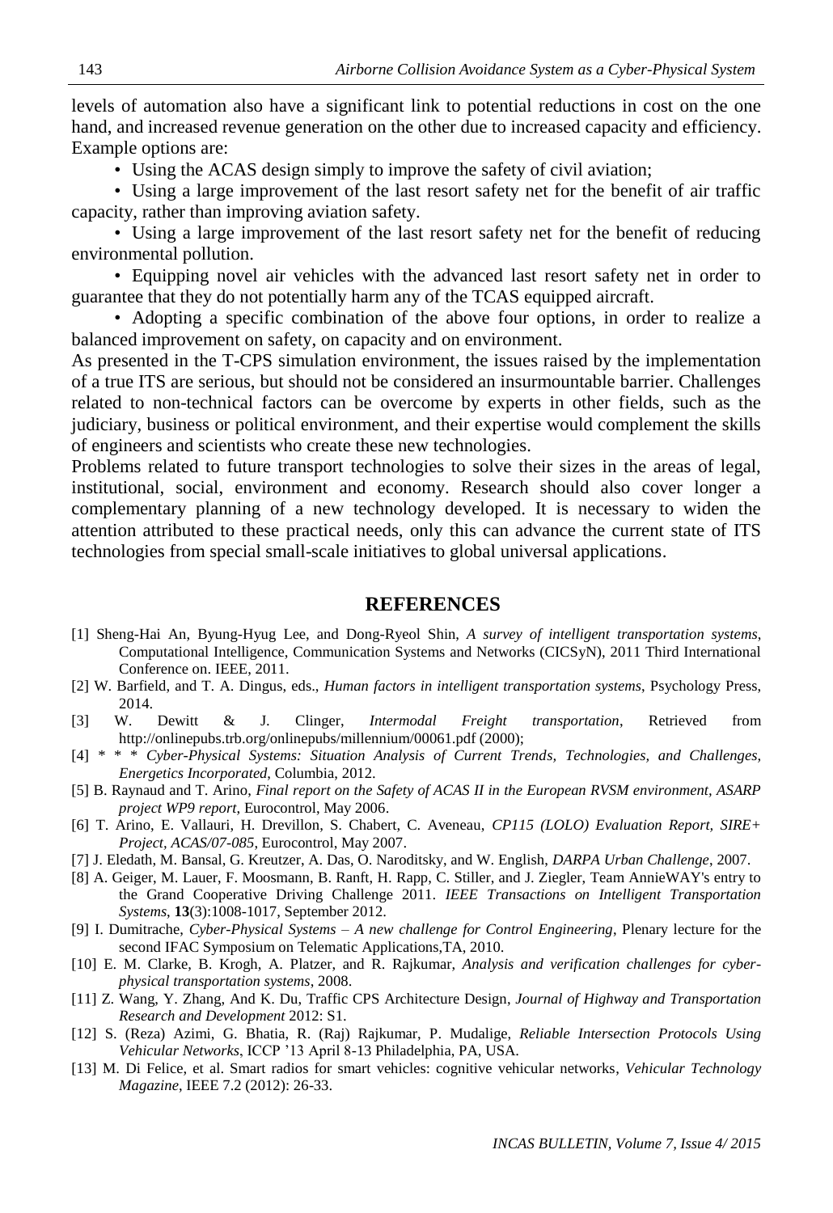levels of automation also have a significant link to potential reductions in cost on the one hand, and increased revenue generation on the other due to increased capacity and efficiency. Example options are:

- Using the ACAS design simply to improve the safety of civil aviation;
- Using a large improvement of the last resort safety net for the benefit of air traffic capacity, rather than improving aviation safety.
- Using a large improvement of the last resort safety net for the benefit of reducing environmental pollution.
- Equipping novel air vehicles with the advanced last resort safety net in order to guarantee that they do not potentially harm any of the TCAS equipped aircraft.
- Adopting a specific combination of the above four options, in order to realize a balanced improvement on safety, on capacity and on environment.

As presented in the T-CPS simulation environment, the issues raised by the implementation of a true ITS are serious, but should not be considered an insurmountable barrier. Challenges related to non-technical factors can be overcome by experts in other fields, such as the judiciary, business or political environment, and their expertise would complement the skills of engineers and scientists who create these new technologies.

Problems related to future transport technologies to solve their sizes in the areas of legal, institutional, social, environment and economy. Research should also cover longer a complementary planning of a new technology developed. It is necessary to widen the attention attributed to these practical needs, only this can advance the current state of ITS technologies from special small-scale initiatives to global universal applications.

## REFERENCES

[1] Sheng-Hai An, Byung-Hyug Lee, and Dong-Ryeol Shin, *A survey of intelligent transportation systems*, Computational Intelligence, Communication Systems and Networks (CICSyN), 2011 Third International Conference on. IEEE, 2011.

[2] W. Barfield, and T. A. Dingus, eds., *Human factors in intelligent transportation systems*, Psychology Press, 2014.

[3] W. Dewitt & J. Clinger, *Intermodal Freight transportation*, Retrieved from http://onlinepubs.trb.org/onlinepubs/millennium/00061.pdf (2000);

[4] * * * *Cyber-Physical Systems: Situation Analysis of Current Trends, Technologies, and Challenges, Energetics Incorporated*, Columbia, 2012.

[5] B. Raynaud and T. Arino, *Final report on the Safety of ACAS II in the European RVSM environment, ASARP project WP9 report*, Eurocontrol, May 2006.

[6] T. Arino, E. Vallauri, H. Drevillon, S. Chabert, C. Aveneau, *CP115 (LOLO) Evaluation Report, SIRE+ Project, ACAS/07-085*, Eurocontrol, May 2007.

[7] J. Eledath, M. Bansal, G. Kreutzer, A. Das, O. Naroditsky, and W. English, *DARPA Urban Challenge*, 2007.

[8] A. Geiger, M. Lauer, F. Moosmann, B. Ranft, H. Rapp, C. Stiller, and J. Ziegler, Team AnnieWAY's entry to the Grand Cooperative Driving Challenge 2011. *IEEE Transactions on Intelligent Transportation Systems*, **13**(3):1008-1017, September 2012.

[9] I. Dumitrache, *Cyber-Physical Systems – A new challenge for Control Engineering*, Plenary lecture for the second IFAC Symposium on Telematic Applications,TA, 2010.

[10] E. M. Clarke, B. Krogh, A. Platzer, and R. Rajkumar, *Analysis and verification challenges for cyber-physical transportation systems*, 2008.

[11] Z. Wang, Y. Zhang, And K. Du, Traffic CPS Architecture Design, *Journal of Highway and Transportation Research and Development* 2012: S1.

[12] S. (Reza) Azimi, G. Bhatia, R. (Raj) Rajkumar, P. Mudalige, *Reliable Intersection Protocols Using Vehicular Networks*, ICCP '13 April 8-13 Philadelphia, PA, USA.

[13] M. Di Felice, et al. Smart radios for smart vehicles: cognitive vehicular networks, *Vehicular Technology Magazine*, IEEE 7.2 (2012): 26-33.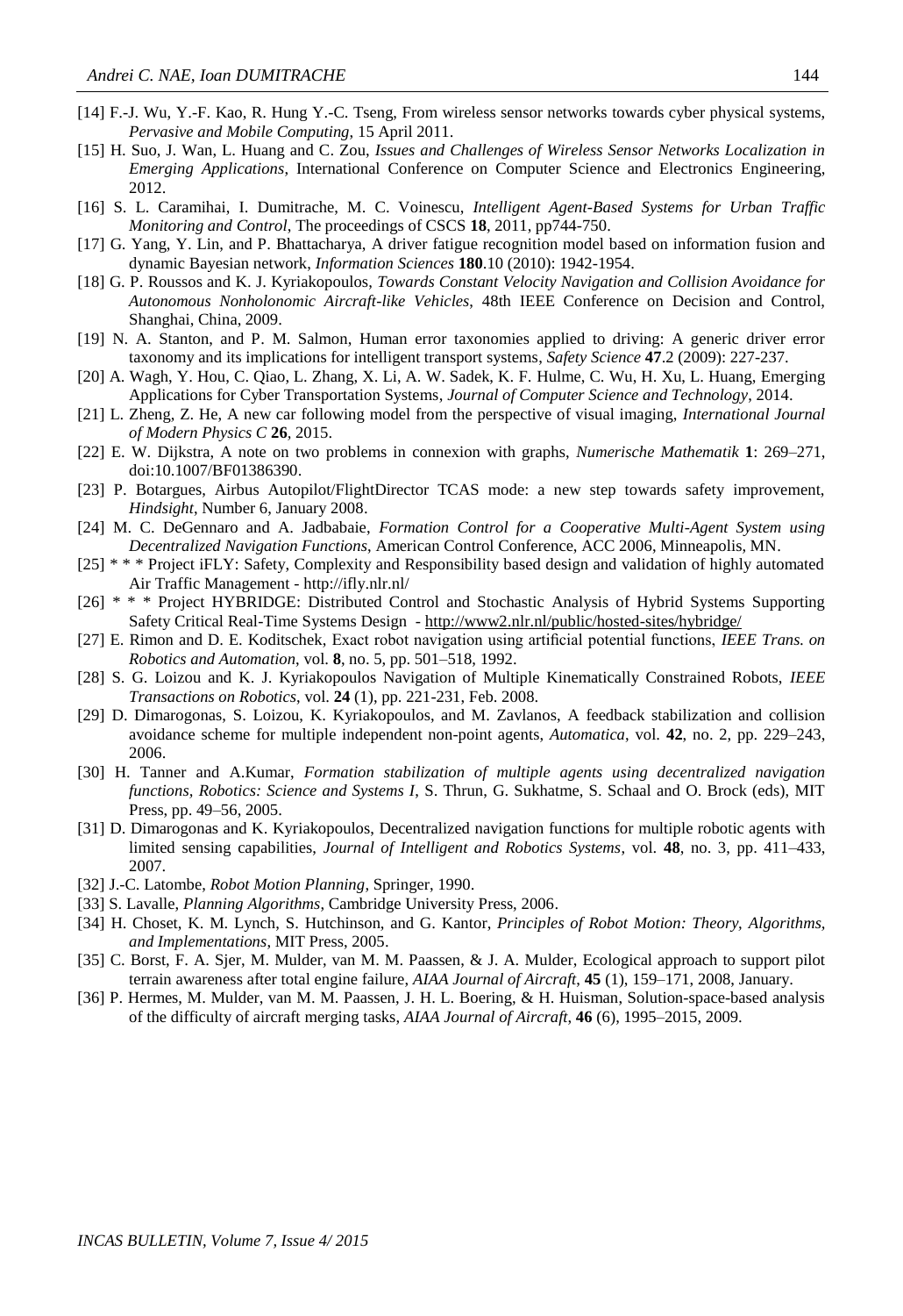[14] F.-J. Wu, Y.-F. Kao, R. Hung Y.-C. Tseng, From wireless sensor networks towards cyber physical systems, *Pervasive and Mobile Computing*, 15 April 2011.

[15] H. Suo, J. Wan, L. Huang and C. Zou, *Issues and Challenges of Wireless Sensor Networks Localization in Emerging Applications*, International Conference on Computer Science and Electronics Engineering, 2012.

[16] S. L. Caramihai, I. Dumitrache, M. C. Voinescu, *Intelligent Agent-Based Systems for Urban Traffic Monitoring and Control*, The proceedings of CSCS **18**, 2011, pp744-750.

[17] G. Yang, Y. Lin, and P. Bhattacharya, A driver fatigue recognition model based on information fusion and dynamic Bayesian network, *Information Sciences* **180**.10 (2010): 1942-1954.

[18] G. P. Roussos and K. J. Kyriakopoulos, *Towards Constant Velocity Navigation and Collision Avoidance for Autonomous Nonholonomic Aircraft-like Vehicles*, 48th IEEE Conference on Decision and Control, Shanghai, China, 2009.

[19] N. A. Stanton, and P. M. Salmon, Human error taxonomies applied to driving: A generic driver error taxonomy and its implications for intelligent transport systems, *Safety Science* **47**.2 (2009): 227-237.

[20] A. Wagh, Y. Hou, C. Qiao, L. Zhang, X. Li, A. W. Sadek, K. F. Hulme, C. Wu, H. Xu, L. Huang, Emerging Applications for Cyber Transportation Systems, *Journal of Computer Science and Technology*, 2014.

[21] L. Zheng, Z. He, A new car following model from the perspective of visual imaging, *International Journal of Modern Physics C* **26**, 2015.

[22] E. W. Dijkstra, A note on two problems in connexion with graphs, *Numerische Mathematik* **1**: 269–271, doi:10.1007/BF01386390.

[23] P. Botargues, Airbus Autopilot/FlightDirector TCAS mode: a new step towards safety improvement, *Hindsight*, Number 6, January 2008.

[24] M. C. DeGennaro and A. Jadbabaie, *Formation Control for a Cooperative Multi-Agent System using Decentralized Navigation Functions*, American Control Conference, ACC 2006, Minneapolis, MN.

[25] * * * Project iFLY: Safety, Complexity and Responsibility based design and validation of highly automated Air Traffic Management - http://ifly.nlr.nl/

[26] * * * Project HYBRIDGE: Distributed Control and Stochastic Analysis of Hybrid Systems Supporting Safety Critical Real-Time Systems Design - http://www2.nlr.nl/public/hosted-sites/hybridge/

[27] E. Rimon and D. E. Koditschek, Exact robot navigation using artificial potential functions, *IEEE Trans. on Robotics and Automation*, vol. **8**, no. 5, pp. 501–518, 1992.

[28] S. G. Loizou and K. J. Kyriakopoulos Navigation of Multiple Kinematically Constrained Robots, *IEEE Transactions on Robotics*, vol. **24** (1), pp. 221-231, Feb. 2008.

[29] D. Dimarogonas, S. Loizou, K. Kyriakopoulos, and M. Zavlanos, A feedback stabilization and collision avoidance scheme for multiple independent non-point agents, *Automatica*, vol. **42**, no. 2, pp. 229–243, 2006.

[30] H. Tanner and A.Kumar, *Formation stabilization of multiple agents using decentralized navigation functions*, *Robotics: Science and Systems I*, S. Thrun, G. Sukhatme, S. Schaal and O. Brock (eds), MIT Press, pp. 49–56, 2005.

[31] D. Dimarogonas and K. Kyriakopoulos, Decentralized navigation functions for multiple robotic agents with limited sensing capabilities, *Journal of Intelligent and Robotics Systems*, vol. **48**, no. 3, pp. 411–433, 2007.

[32] J.-C. Latombe, *Robot Motion Planning*, Springer, 1990.

[33] S. Lavalle, *Planning Algorithms*, Cambridge University Press, 2006.

[34] H. Choset, K. M. Lynch, S. Hutchinson, and G. Kantor, *Principles of Robot Motion: Theory, Algorithms, and Implementations*, MIT Press, 2005.

[35] C. Borst, F. A. Sjer, M. Mulder, van M. M. Paassen, & J. A. Mulder, Ecological approach to support pilot terrain awareness after total engine failure, *AIAA Journal of Aircraft*, **45** (1), 159–171, 2008, January.

[36] P. Hermes, M. Mulder, van M. M. Paassen, J. H. L. Boering, & H. Huisman, Solution-space-based analysis of the difficulty of aircraft merging tasks, *AIAA Journal of Aircraft*, **46** (6), 1995–2015, 2009.